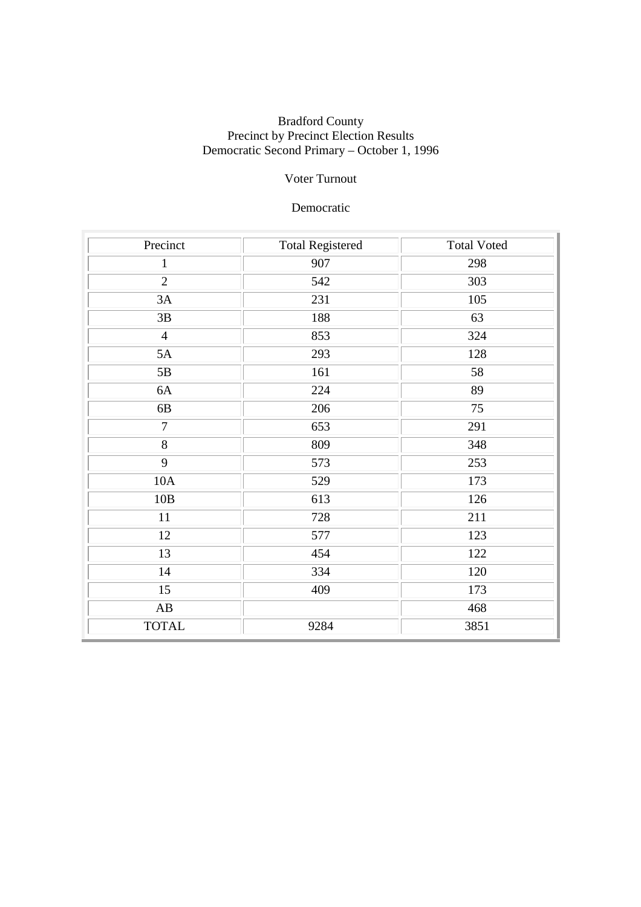Bradford County
Precinct by Precinct Election Results
Democratic Second Primary – October 1, 1996

Voter Turnout

Democratic

| Precinct | Total Registered | Total Voted |
|---|---|---|
| 1 | 907 | 298 |
| 2 | 542 | 303 |
| 3A | 231 | 105 |
| 3B | 188 | 63 |
| 4 | 853 | 324 |
| 5A | 293 | 128 |
| 5B | 161 | 58 |
| 6A | 224 | 89 |
| 6B | 206 | 75 |
| 7 | 653 | 291 |
| 8 | 809 | 348 |
| 9 | 573 | 253 |
| 10A | 529 | 173 |
| 10B | 613 | 126 |
| 11 | 728 | 211 |
| 12 | 577 | 123 |
| 13 | 454 | 122 |
| 14 | 334 | 120 |
| 15 | 409 | 173 |
| AB | | 468 |
| TOTAL | 9284 | 3851 |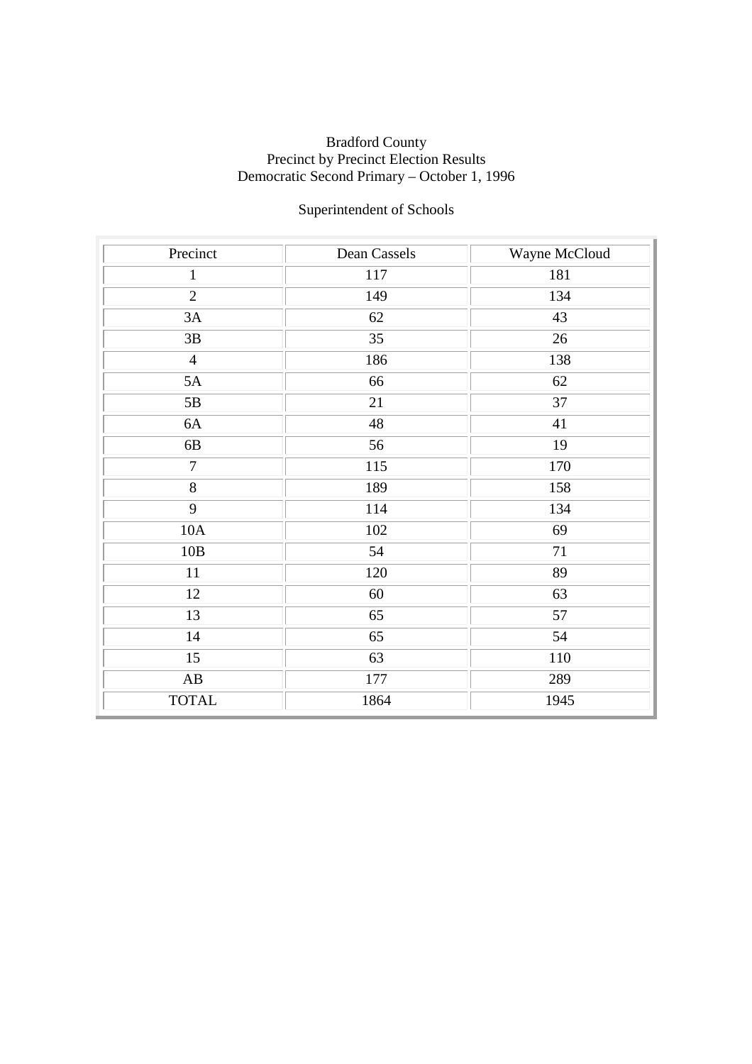Bradford County
Precinct by Precinct Election Results
Democratic Second Primary – October 1, 1996

Superintendent of Schools

| Precinct | Dean Cassels | Wayne McCloud |
|---|---|---|
| 1 | 117 | 181 |
| 2 | 149 | 134 |
| 3A | 62 | 43 |
| 3B | 35 | 26 |
| 4 | 186 | 138 |
| 5A | 66 | 62 |
| 5B | 21 | 37 |
| 6A | 48 | 41 |
| 6B | 56 | 19 |
| 7 | 115 | 170 |
| 8 | 189 | 158 |
| 9 | 114 | 134 |
| 10A | 102 | 69 |
| 10B | 54 | 71 |
| 11 | 120 | 89 |
| 12 | 60 | 63 |
| 13 | 65 | 57 |
| 14 | 65 | 54 |
| 15 | 63 | 110 |
| AB | 177 | 289 |
| TOTAL | 1864 | 1945 |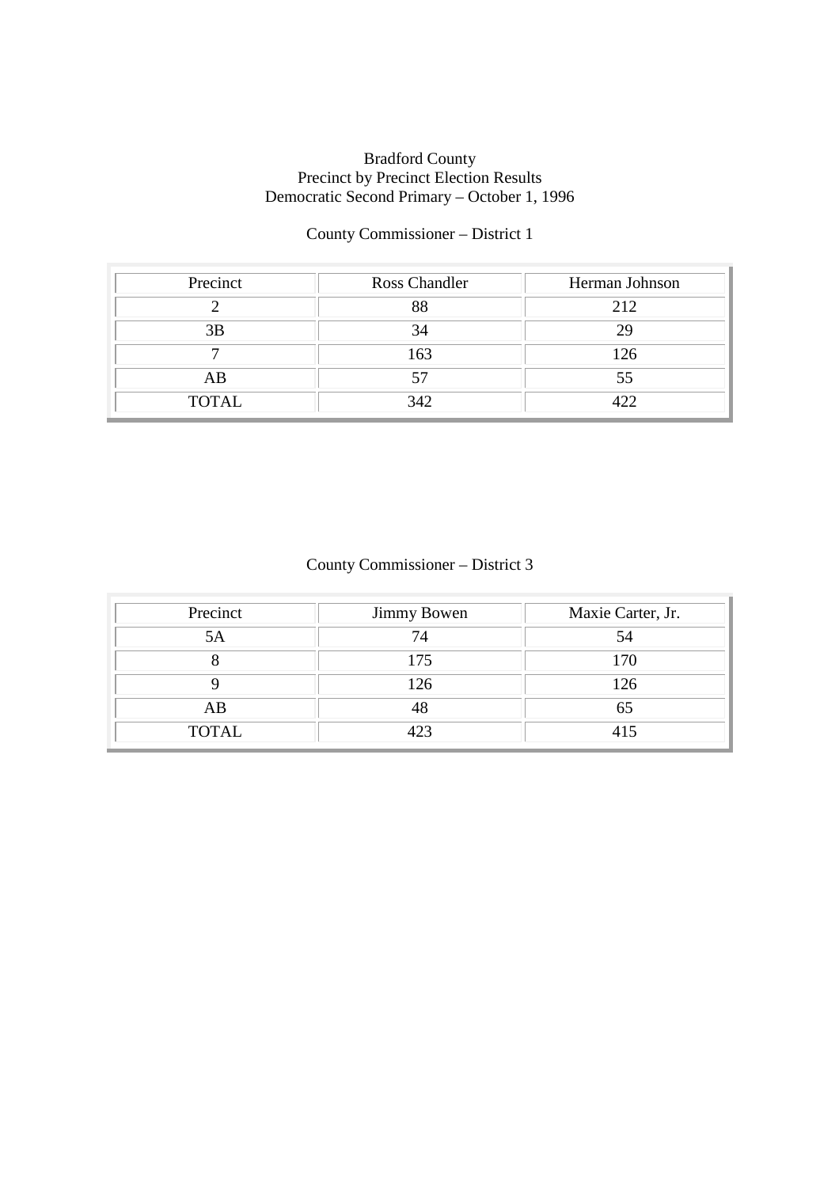Bradford County
Precinct by Precinct Election Results
Democratic Second Primary – October 1, 1996

County Commissioner – District 1

| Precinct | Ross Chandler | Herman Johnson |
|---|---|---|
| 2 | 88 | 212 |
| 3B | 34 | 29 |
| 7 | 163 | 126 |
| AB | 57 | 55 |
| TOTAL | 342 | 422 |

County Commissioner – District 3

| Precinct | Jimmy Bowen | Maxie Carter, Jr. |
|---|---|---|
| 5A | 74 | 54 |
| 8 | 175 | 170 |
| 9 | 126 | 126 |
| AB | 48 | 65 |
| TOTAL | 423 | 415 |